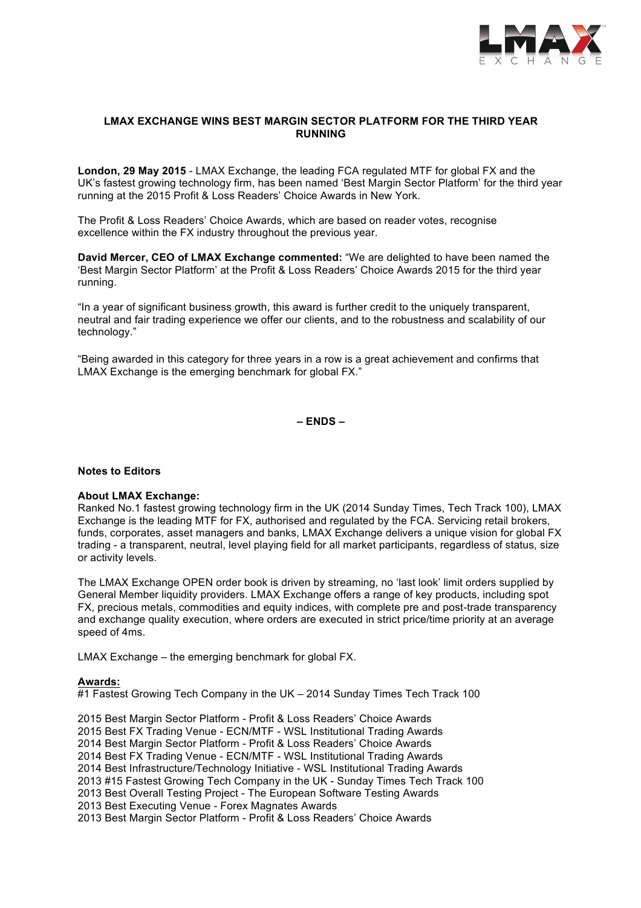# LMAX EXCHANGE WINS BEST MARGIN SECTOR PLATFORM FOR THE THIRD YEAR RUNNING

**London, 29 May 2015** - LMAX Exchange, the leading FCA regulated MTF for global FX and the UK's fastest growing technology firm, has been named 'Best Margin Sector Platform' for the third year running at the 2015 Profit & Loss Readers' Choice Awards in New York.

The Profit & Loss Readers' Choice Awards, which are based on reader votes, recognise excellence within the FX industry throughout the previous year.

**David Mercer, CEO of LMAX Exchange commented:** "We are delighted to have been named the 'Best Margin Sector Platform' at the Profit & Loss Readers' Choice Awards 2015 for the third year running.

"In a year of significant business growth, this award is further credit to the uniquely transparent, neutral and fair trading experience we offer our clients, and to the robustness and scalability of our technology."

"Being awarded in this category for three years in a row is a great achievement and confirms that LMAX Exchange is the emerging benchmark for global FX."

**– ENDS –**

**Notes to Editors**

**About LMAX Exchange:**
Ranked No.1 fastest growing technology firm in the UK (2014 Sunday Times, Tech Track 100), LMAX Exchange is the leading MTF for FX, authorised and regulated by the FCA. Servicing retail brokers, funds, corporates, asset managers and banks, LMAX Exchange delivers a unique vision for global FX trading - a transparent, neutral, level playing field for all market participants, regardless of status, size or activity levels.

The LMAX Exchange OPEN order book is driven by streaming, no 'last look' limit orders supplied by General Member liquidity providers. LMAX Exchange offers a range of key products, including spot FX, precious metals, commodities and equity indices, with complete pre and post-trade transparency and exchange quality execution, where orders are executed in strict price/time priority at an average speed of 4ms.

LMAX Exchange – the emerging benchmark for global FX.

**Awards:**
#1 Fastest Growing Tech Company in the UK – 2014 Sunday Times Tech Track 100

2015 Best Margin Sector Platform - Profit & Loss Readers' Choice Awards
2015 Best FX Trading Venue - ECN/MTF - WSL Institutional Trading Awards
2014 Best Margin Sector Platform - Profit & Loss Readers' Choice Awards
2014 Best FX Trading Venue - ECN/MTF - WSL Institutional Trading Awards
2014 Best Infrastructure/Technology Initiative - WSL Institutional Trading Awards
2013 #15 Fastest Growing Tech Company in the UK - Sunday Times Tech Track 100
2013 Best Overall Testing Project - The European Software Testing Awards
2013 Best Executing Venue - Forex Magnates Awards
2013 Best Margin Sector Platform - Profit & Loss Readers' Choice Awards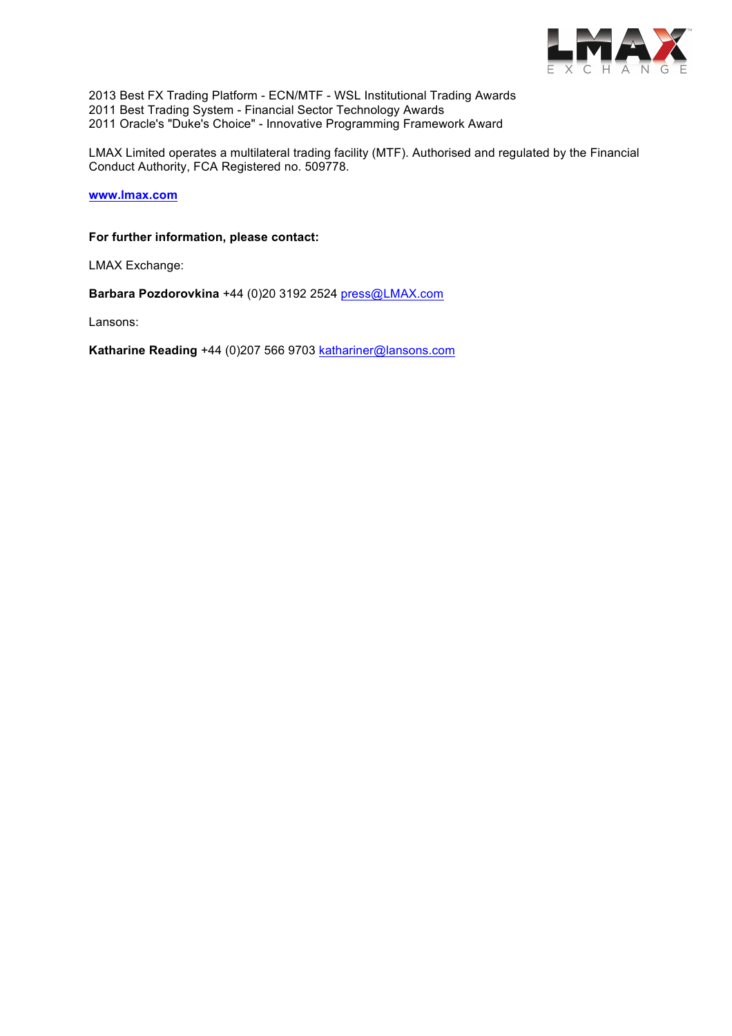2013 Best FX Trading Platform - ECN/MTF - WSL Institutional Trading Awards
2011 Best Trading System - Financial Sector Technology Awards
2011 Oracle's "Duke's Choice" - Innovative Programming Framework Award

LMAX Limited operates a multilateral trading facility (MTF). Authorised and regulated by the Financial Conduct Authority, FCA Registered no. 509778.

**www.lmax.com**

**For further information, please contact:**

LMAX Exchange:

**Barbara Pozdorovkina** +44 (0)20 3192 2524 press@LMAX.com

Lansons:

**Katharine Reading** +44 (0)207 566 9703 kathariner@lansons.com